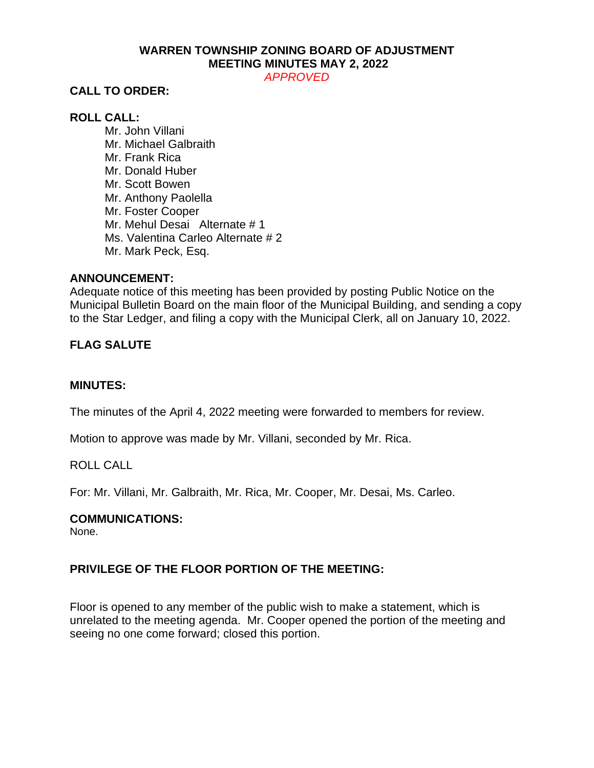**WARREN TOWNSHIP ZONING BOARD OF ADJUSTMENT**
**MEETING MINUTES MAY 2, 2022**
*APPROVED*

**CALL TO ORDER:**

**ROLL CALL:**

Mr. John Villani
Mr. Michael Galbraith
Mr. Frank Rica
Mr. Donald Huber
Mr. Scott Bowen
Mr. Anthony Paolella
Mr. Foster Cooper
Mr. Mehul Desai Alternate # 1
Ms. Valentina Carleo Alternate # 2
Mr. Mark Peck, Esq.

**ANNOUNCEMENT:**
Adequate notice of this meeting has been provided by posting Public Notice on the Municipal Bulletin Board on the main floor of the Municipal Building, and sending a copy to the Star Ledger, and filing a copy with the Municipal Clerk, all on January 10, 2022.

**FLAG SALUTE**

**MINUTES:**

The minutes of the April 4, 2022 meeting were forwarded to members for review.

Motion to approve was made by Mr. Villani, seconded by Mr. Rica.

ROLL CALL

For: Mr. Villani, Mr. Galbraith, Mr. Rica, Mr. Cooper, Mr. Desai, Ms. Carleo.

**COMMUNICATIONS:**
None.

**PRIVILEGE OF THE FLOOR PORTION OF THE MEETING:**

Floor is opened to any member of the public wish to make a statement, which is unrelated to the meeting agenda. Mr. Cooper opened the portion of the meeting and seeing no one come forward; closed this portion.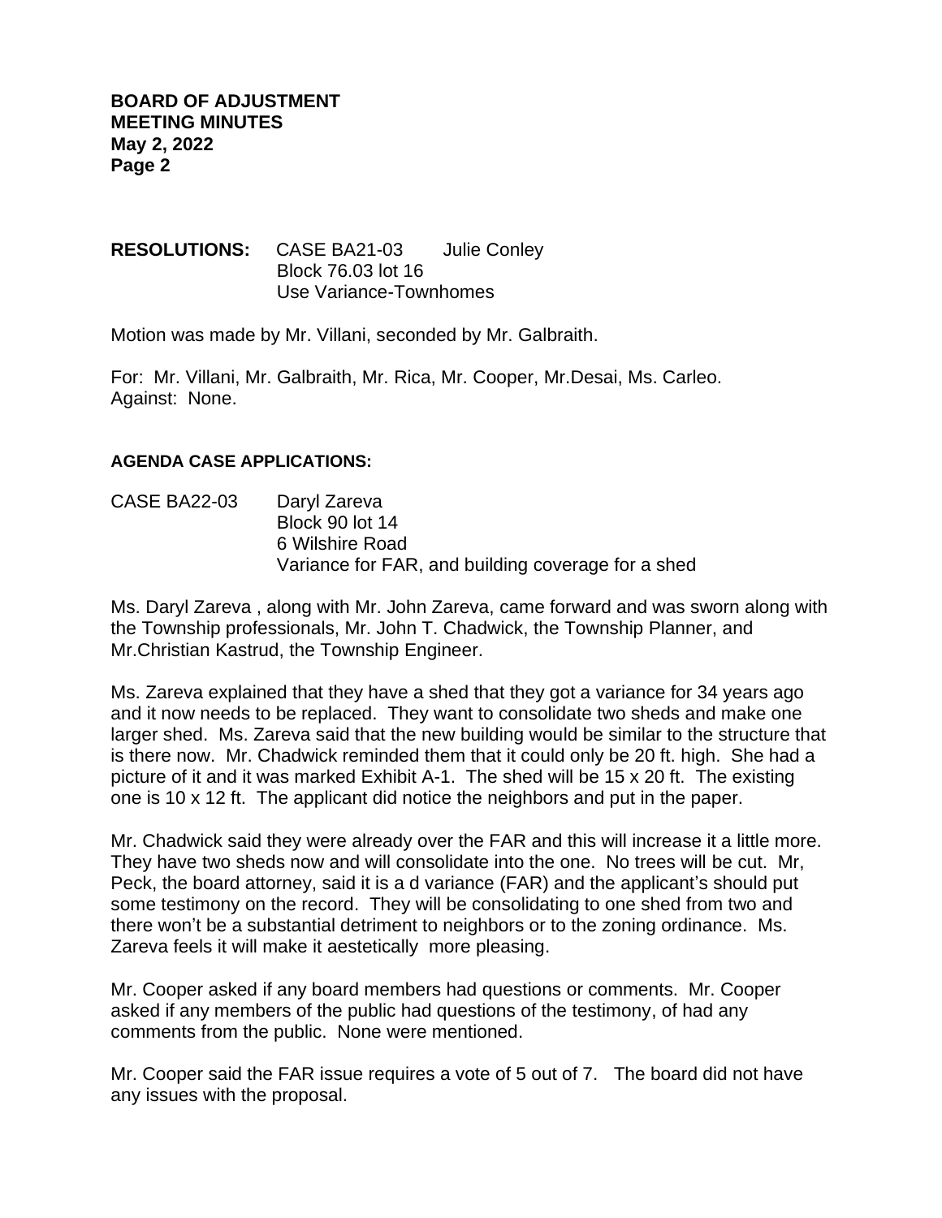**RESOLUTIONS:** CASE BA21-03 Julie Conley
Block 76.03 lot 16
Use Variance-Townhomes

Motion was made by Mr. Villani, seconded by Mr. Galbraith.

For: Mr. Villani, Mr. Galbraith, Mr. Rica, Mr. Cooper, Mr.Desai, Ms. Carleo.
Against: None.

**AGENDA CASE APPLICATIONS:**

CASE BA22-03 Daryl Zareva
Block 90 lot 14
6 Wilshire Road
Variance for FAR, and building coverage for a shed

Ms. Daryl Zareva , along with Mr. John Zareva, came forward and was sworn along with the Township professionals, Mr. John T. Chadwick, the Township Planner, and Mr.Christian Kastrud, the Township Engineer.

Ms. Zareva explained that they have a shed that they got a variance for 34 years ago and it now needs to be replaced. They want to consolidate two sheds and make one larger shed. Ms. Zareva said that the new building would be similar to the structure that is there now. Mr. Chadwick reminded them that it could only be 20 ft. high. She had a picture of it and it was marked Exhibit A-1. The shed will be 15 x 20 ft. The existing one is 10 x 12 ft. The applicant did notice the neighbors and put in the paper.

Mr. Chadwick said they were already over the FAR and this will increase it a little more. They have two sheds now and will consolidate into the one. No trees will be cut. Mr, Peck, the board attorney, said it is a d variance (FAR) and the applicant's should put some testimony on the record. They will be consolidating to one shed from two and there won't be a substantial detriment to neighbors or to the zoning ordinance. Ms. Zareva feels it will make it aestetically more pleasing.

Mr. Cooper asked if any board members had questions or comments. Mr. Cooper asked if any members of the public had questions of the testimony, of had any comments from the public. None were mentioned.

Mr. Cooper said the FAR issue requires a vote of 5 out of 7. The board did not have any issues with the proposal.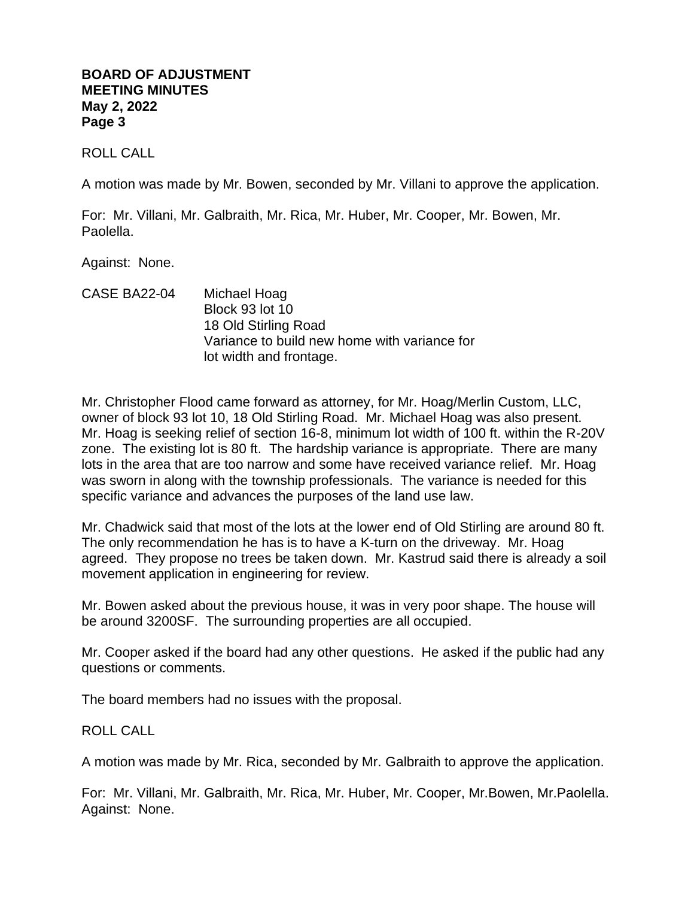ROLL CALL

A motion was made by Mr. Bowen, seconded by Mr. Villani to approve the application.

For: Mr. Villani, Mr. Galbraith, Mr. Rica, Mr. Huber, Mr. Cooper, Mr. Bowen, Mr. Paolella.

Against: None.

CASE BA22-04 Michael Hoag
Block 93 lot 10
18 Old Stirling Road
Variance to build new home with variance for lot width and frontage.

Mr. Christopher Flood came forward as attorney, for Mr. Hoag/Merlin Custom, LLC, owner of block 93 lot 10, 18 Old Stirling Road. Mr. Michael Hoag was also present. Mr. Hoag is seeking relief of section 16-8, minimum lot width of 100 ft. within the R-20V zone. The existing lot is 80 ft. The hardship variance is appropriate. There are many lots in the area that are too narrow and some have received variance relief. Mr. Hoag was sworn in along with the township professionals. The variance is needed for this specific variance and advances the purposes of the land use law.

Mr. Chadwick said that most of the lots at the lower end of Old Stirling are around 80 ft. The only recommendation he has is to have a K-turn on the driveway. Mr. Hoag agreed. They propose no trees be taken down. Mr. Kastrud said there is already a soil movement application in engineering for review.

Mr. Bowen asked about the previous house, it was in very poor shape. The house will be around 3200SF. The surrounding properties are all occupied.

Mr. Cooper asked if the board had any other questions. He asked if the public had any questions or comments.

The board members had no issues with the proposal.

ROLL CALL

A motion was made by Mr. Rica, seconded by Mr. Galbraith to approve the application.

For: Mr. Villani, Mr. Galbraith, Mr. Rica, Mr. Huber, Mr. Cooper, Mr.Bowen, Mr.Paolella.
Against: None.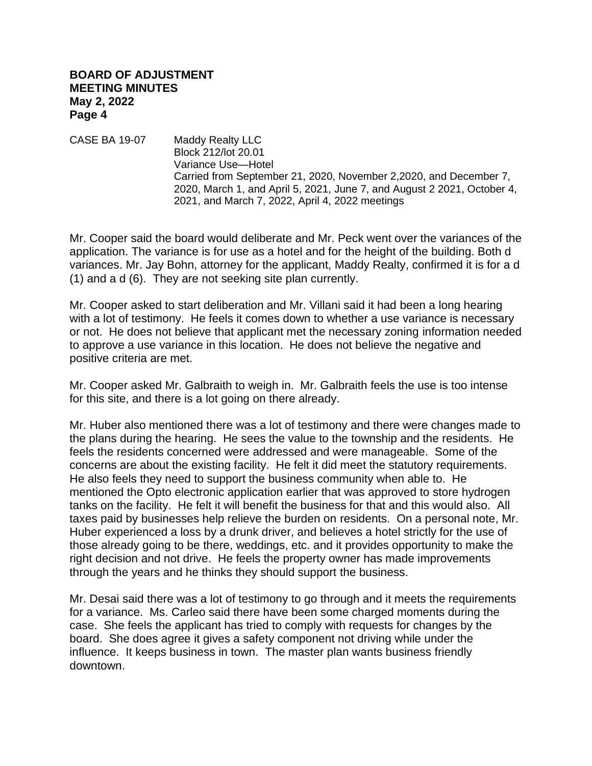**BOARD OF ADJUSTMENT**
**MEETING MINUTES**
**May 2, 2022**

CASE BA 19-07 Maddy Realty LLC
Block 212/lot 20.01
Variance Use—Hotel
Carried from September 21, 2020, November 2,2020, and December 7, 2020, March 1, and April 5, 2021, June 7, and August 2 2021, October 4, 2021, and March 7, 2022, April 4, 2022 meetings

Mr. Cooper said the board would deliberate and Mr. Peck went over the variances of the application. The variance is for use as a hotel and for the height of the building. Both d variances. Mr. Jay Bohn, attorney for the applicant, Maddy Realty, confirmed it is for a d (1) and a d (6). They are not seeking site plan currently.

Mr. Cooper asked to start deliberation and Mr. Villani said it had been a long hearing with a lot of testimony. He feels it comes down to whether a use variance is necessary or not. He does not believe that applicant met the necessary zoning information needed to approve a use variance in this location. He does not believe the negative and positive criteria are met.

Mr. Cooper asked Mr. Galbraith to weigh in. Mr. Galbraith feels the use is too intense for this site, and there is a lot going on there already.

Mr. Huber also mentioned there was a lot of testimony and there were changes made to the plans during the hearing. He sees the value to the township and the residents. He feels the residents concerned were addressed and were manageable. Some of the concerns are about the existing facility. He felt it did meet the statutory requirements. He also feels they need to support the business community when able to. He mentioned the Opto electronic application earlier that was approved to store hydrogen tanks on the facility. He felt it will benefit the business for that and this would also. All taxes paid by businesses help relieve the burden on residents. On a personal note, Mr. Huber experienced a loss by a drunk driver, and believes a hotel strictly for the use of those already going to be there, weddings, etc. and it provides opportunity to make the right decision and not drive. He feels the property owner has made improvements through the years and he thinks they should support the business.

Mr. Desai said there was a lot of testimony to go through and it meets the requirements for a variance. Ms. Carleo said there have been some charged moments during the case. She feels the applicant has tried to comply with requests for changes by the board. She does agree it gives a safety component not driving while under the influence. It keeps business in town. The master plan wants business friendly downtown.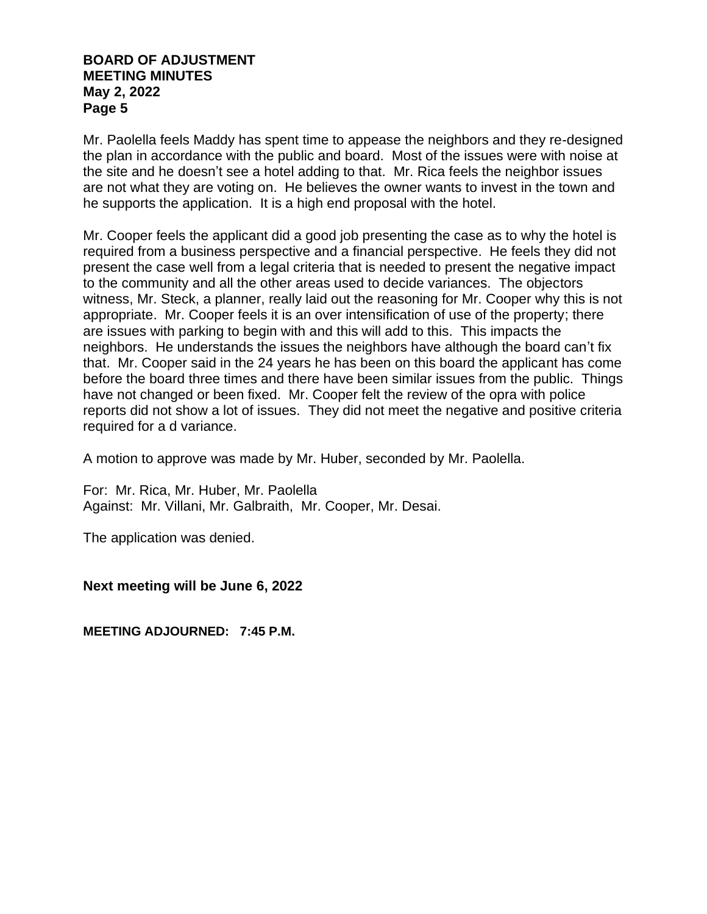Mr. Paolella feels Maddy has spent time to appease the neighbors and they re-designed the plan in accordance with the public and board. Most of the issues were with noise at the site and he doesn't see a hotel adding to that. Mr. Rica feels the neighbor issues are not what they are voting on. He believes the owner wants to invest in the town and he supports the application. It is a high end proposal with the hotel.

Mr. Cooper feels the applicant did a good job presenting the case as to why the hotel is required from a business perspective and a financial perspective. He feels they did not present the case well from a legal criteria that is needed to present the negative impact to the community and all the other areas used to decide variances. The objectors witness, Mr. Steck, a planner, really laid out the reasoning for Mr. Cooper why this is not appropriate. Mr. Cooper feels it is an over intensification of use of the property; there are issues with parking to begin with and this will add to this. This impacts the neighbors. He understands the issues the neighbors have although the board can't fix that. Mr. Cooper said in the 24 years he has been on this board the applicant has come before the board three times and there have been similar issues from the public. Things have not changed or been fixed. Mr. Cooper felt the review of the opra with police reports did not show a lot of issues. They did not meet the negative and positive criteria required for a d variance.

A motion to approve was made by Mr. Huber, seconded by Mr. Paolella.

For: Mr. Rica, Mr. Huber, Mr. Paolella
Against: Mr. Villani, Mr. Galbraith, Mr. Cooper, Mr. Desai.

The application was denied.

**Next meeting will be June 6, 2022**

**MEETING ADJOURNED: 7:45 P.M.**